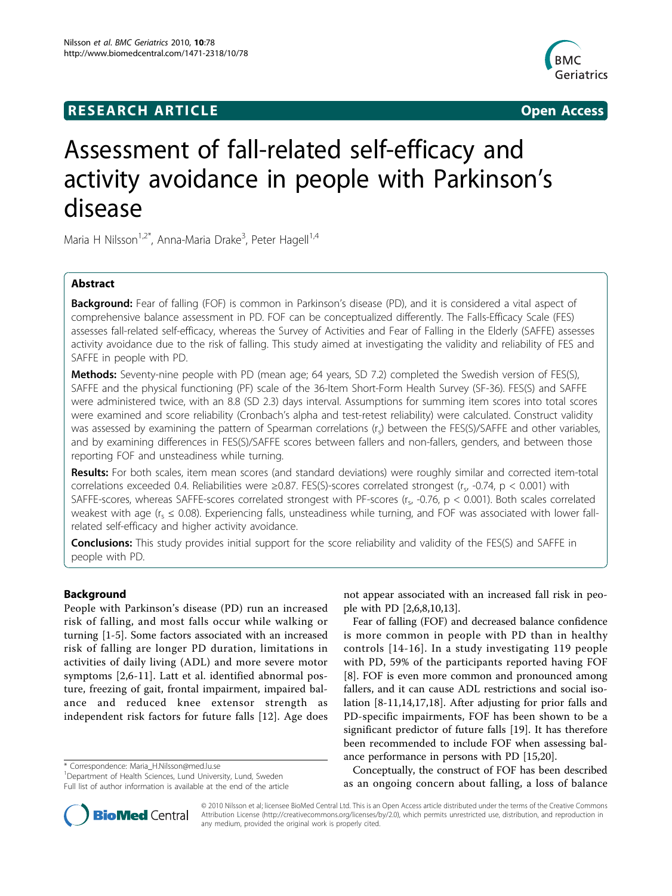RESEARCH ARTICLE Open Access

# Assessment of fall-related self-efficacy and activity avoidance in people with Parkinson's disease

Maria H Nilsson[1,2*], Anna-Maria Drake[3], Peter Hagell[1,4]

## Abstract

**Background:** Fear of falling (FOF) is common in Parkinson's disease (PD), and it is considered a vital aspect of comprehensive balance assessment in PD. FOF can be conceptualized differently. The Falls-Efficacy Scale (FES) assesses fall-related self-efficacy, whereas the Survey of Activities and Fear of Falling in the Elderly (SAFFE) assesses activity avoidance due to the risk of falling. This study aimed at investigating the validity and reliability of FES and SAFFE in people with PD.

**Methods:** Seventy-nine people with PD (mean age; 64 years, SD 7.2) completed the Swedish version of FES(S), SAFFE and the physical functioning (PF) scale of the 36-Item Short-Form Health Survey (SF-36). FES(S) and SAFFE were administered twice, with an 8.8 (SD 2.3) days interval. Assumptions for summing item scores into total scores were examined and score reliability (Cronbach's alpha and test-retest reliability) were calculated. Construct validity was assessed by examining the pattern of Spearman correlations ($r_s$) between the FES(S)/SAFFE and other variables, and by examining differences in FES(S)/SAFFE scores between fallers and non-fallers, genders, and between those reporting FOF and unsteadiness while turning.

**Results:** For both scales, item mean scores (and standard deviations) were roughly similar and corrected item-total correlations exceeded 0.4. Reliabilities were ≥0.87. FES(S)-scores correlated strongest ($r_s$, -0.74, $p < 0.001$) with SAFFE-scores, whereas SAFFE-scores correlated strongest with PF-scores ($r_s$, -0.76, $p < 0.001$). Both scales correlated weakest with age ($r_s \leq 0.08$). Experiencing falls, unsteadiness while turning, and FOF was associated with lower fall-related self-efficacy and higher activity avoidance.

**Conclusions:** This study provides initial support for the score reliability and validity of the FES(S) and SAFFE in people with PD.

## Background

People with Parkinson's disease (PD) run an increased risk of falling, and most falls occur while walking or turning [1-5]. Some factors associated with an increased risk of falling are longer PD duration, limitations in activities of daily living (ADL) and more severe motor symptoms [2,6-11]. Latt et al. identified abnormal posture, freezing of gait, frontal impairment, impaired balance and reduced knee extensor strength as independent risk factors for future falls [12]. Age does not appear associated with an increased fall risk in people with PD [2,6,8,10,13].

Fear of falling (FOF) and decreased balance confidence is more common in people with PD than in healthy controls [14-16]. In a study investigating 119 people with PD, 59% of the participants reported having FOF [8]. FOF is even more common and pronounced among fallers, and it can cause ADL restrictions and social isolation [8-11,14,17,18]. After adjusting for prior falls and PD-specific impairments, FOF has been shown to be a significant predictor of future falls [19]. It has therefore been recommended to include FOF when assessing balance performance in persons with PD [15,20].

Conceptually, the construct of FOF has been described as an ongoing concern about falling, a loss of balance

\* Correspondence: Maria_H.Nilsson@med.lu.se
[1]Department of Health Sciences, Lund University, Lund, Sweden
Full list of author information is available at the end of the article

© 2010 Nilsson et al; licensee BioMed Central Ltd. This is an Open Access article distributed under the terms of the Creative Commons Attribution License (http://creativecommons.org/licenses/by/2.0), which permits unrestricted use, distribution, and reproduction in any medium, provided the original work is properly cited.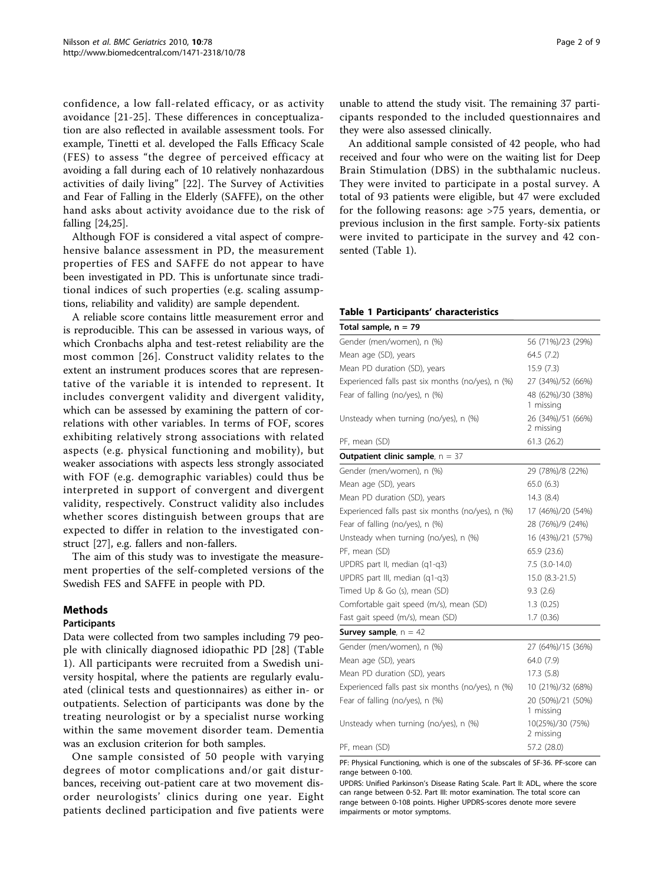confidence, a low fall-related efficacy, or as activity avoidance [21-25]. These differences in conceptualization are also reflected in available assessment tools. For example, Tinetti et al. developed the Falls Efficacy Scale (FES) to assess "the degree of perceived efficacy at avoiding a fall during each of 10 relatively nonhazardous activities of daily living" [22]. The Survey of Activities and Fear of Falling in the Elderly (SAFFE), on the other hand asks about activity avoidance due to the risk of falling [24,25].

Although FOF is considered a vital aspect of comprehensive balance assessment in PD, the measurement properties of FES and SAFFE do not appear to have been investigated in PD. This is unfortunate since traditional indices of such properties (e.g. scaling assumptions, reliability and validity) are sample dependent.

A reliable score contains little measurement error and is reproducible. This can be assessed in various ways, of which Cronbachs alpha and test-retest reliability are the most common [26]. Construct validity relates to the extent an instrument produces scores that are representative of the variable it is intended to represent. It includes convergent validity and divergent validity, which can be assessed by examining the pattern of correlations with other variables. In terms of FOF, scores exhibiting relatively strong associations with related aspects (e.g. physical functioning and mobility), but weaker associations with aspects less strongly associated with FOF (e.g. demographic variables) could thus be interpreted in support of convergent and divergent validity, respectively. Construct validity also includes whether scores distinguish between groups that are expected to differ in relation to the investigated construct [27], e.g. fallers and non-fallers.

The aim of this study was to investigate the measurement properties of the self-completed versions of the Swedish FES and SAFFE in people with PD.

## Methods

### Participants

Data were collected from two samples including 79 people with clinically diagnosed idiopathic PD [28] (Table 1). All participants were recruited from a Swedish university hospital, where the patients are regularly evaluated (clinical tests and questionnaires) as either in- or outpatients. Selection of participants was done by the treating neurologist or by a specialist nurse working within the same movement disorder team. Dementia was an exclusion criterion for both samples.

One sample consisted of 50 people with varying degrees of motor complications and/or gait disturbances, receiving out-patient care at two movement disorder neurologists' clinics during one year. Eight patients declined participation and five patients were unable to attend the study visit. The remaining 37 participants responded to the included questionnaires and they were also assessed clinically.

An additional sample consisted of 42 people, who had received and four who were on the waiting list for Deep Brain Stimulation (DBS) in the subthalamic nucleus. They were invited to participate in a postal survey. A total of 93 patients were eligible, but 47 were excluded for the following reasons: age >75 years, dementia, or previous inclusion in the first sample. Forty-six patients were invited to participate in the survey and 42 consented (Table 1).

**Table 1 Participants' characteristics**

| | |
|---|---|
| **Total sample, n = 79** | |
| Gender (men/women), n (%) | 56 (71%)/23 (29%) |
| Mean age (SD), years | 64.5 (7.2) |
| Mean PD duration (SD), years | 15.9 (7.3) |
| Experienced falls past six months (no/yes), n (%) | 27 (34%)/52 (66%) |
| Fear of falling (no/yes), n (%) | 48 (62%)/30 (38%) 1 missing |
| Unsteady when turning (no/yes), n (%) | 26 (34%)/51 (66%) 2 missing |
| PF, mean (SD) | 61.3 (26.2) |
| **Outpatient clinic sample**, n = 37 | |
| Gender (men/women), n (%) | 29 (78%)/8 (22%) |
| Mean age (SD), years | 65.0 (6.3) |
| Mean PD duration (SD), years | 14.3 (8.4) |
| Experienced falls past six months (no/yes), n (%) | 17 (46%)/20 (54%) |
| Fear of falling (no/yes), n (%) | 28 (76%)/9 (24%) |
| Unsteady when turning (no/yes), n (%) | 16 (43%)/21 (57%) |
| PF, mean (SD) | 65.9 (23.6) |
| UPDRS part II, median (q1-q3) | 7.5 (3.0-14.0) |
| UPDRS part III, median (q1-q3) | 15.0 (8.3-21.5) |
| Timed Up & Go (s), mean (SD) | 9.3 (2.6) |
| Comfortable gait speed (m/s), mean (SD) | 1.3 (0.25) |
| Fast gait speed (m/s), mean (SD) | 1.7 (0.36) |
| **Survey sample**, n = 42 | |
| Gender (men/women), n (%) | 27 (64%)/15 (36%) |
| Mean age (SD), years | 64.0 (7.9) |
| Mean PD duration (SD), years | 17.3 (5.8) |
| Experienced falls past six months (no/yes), n (%) | 10 (21%)/32 (68%) |
| Fear of falling (no/yes), n (%) | 20 (50%)/21 (50%) 1 missing |
| Unsteady when turning (no/yes), n (%) | 10(25%)/30 (75%) 2 missing |
| PF, mean (SD) | 57.2 (28.0) |

PF: Physical Functioning, which is one of the subscales of SF-36. PF-score can range between 0-100.

UPDRS: Unified Parkinson's Disease Rating Scale. Part II: ADL, where the score can range between 0-52. Part III: motor examination. The total score can range between 0-108 points. Higher UPDRS-scores denote more severe impairments or motor symptoms.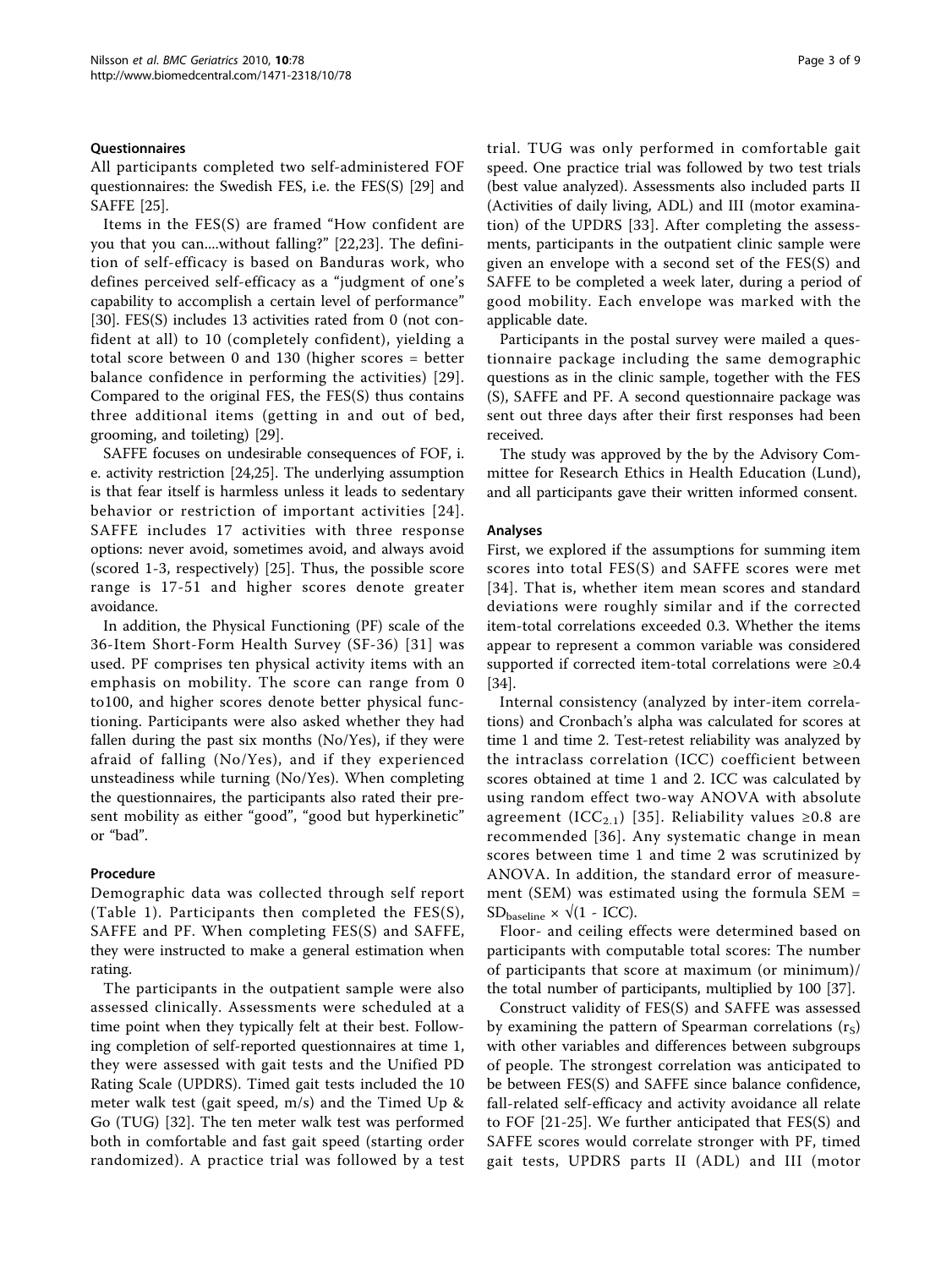### Questionnaires

All participants completed two self-administered FOF questionnaires: the Swedish FES, i.e. the FES(S) [29] and SAFFE [25].

Items in the FES(S) are framed "How confident are you that you can....without falling?" [22,23]. The definition of self-efficacy is based on Banduras work, who defines perceived self-efficacy as a "judgment of one's capability to accomplish a certain level of performance" [30]. FES(S) includes 13 activities rated from 0 (not confident at all) to 10 (completely confident), yielding a total score between 0 and 130 (higher scores = better balance confidence in performing the activities) [29]. Compared to the original FES, the FES(S) thus contains three additional items (getting in and out of bed, grooming, and toileting) [29].

SAFFE focuses on undesirable consequences of FOF, i.e. activity restriction [24,25]. The underlying assumption is that fear itself is harmless unless it leads to sedentary behavior or restriction of important activities [24]. SAFFE includes 17 activities with three response options: never avoid, sometimes avoid, and always avoid (scored 1-3, respectively) [25]. Thus, the possible score range is 17-51 and higher scores denote greater avoidance.

In addition, the Physical Functioning (PF) scale of the 36-Item Short-Form Health Survey (SF-36) [31] was used. PF comprises ten physical activity items with an emphasis on mobility. The score can range from 0 to100, and higher scores denote better physical functioning. Participants were also asked whether they had fallen during the past six months (No/Yes), if they were afraid of falling (No/Yes), and if they experienced unsteadiness while turning (No/Yes). When completing the questionnaires, the participants also rated their present mobility as either "good", "good but hyperkinetic" or "bad".

### Procedure

Demographic data was collected through self report (Table 1). Participants then completed the FES(S), SAFFE and PF. When completing FES(S) and SAFFE, they were instructed to make a general estimation when rating.

The participants in the outpatient sample were also assessed clinically. Assessments were scheduled at a time point when they typically felt at their best. Following completion of self-reported questionnaires at time 1, they were assessed with gait tests and the Unified PD Rating Scale (UPDRS). Timed gait tests included the 10 meter walk test (gait speed, m/s) and the Timed Up & Go (TUG) [32]. The ten meter walk test was performed both in comfortable and fast gait speed (starting order randomized). A practice trial was followed by a test trial. TUG was only performed in comfortable gait speed. One practice trial was followed by two test trials (best value analyzed). Assessments also included parts II (Activities of daily living, ADL) and III (motor examination) of the UPDRS [33]. After completing the assessments, participants in the outpatient clinic sample were given an envelope with a second set of the FES(S) and SAFFE to be completed a week later, during a period of good mobility. Each envelope was marked with the applicable date.

Participants in the postal survey were mailed a questionnaire package including the same demographic questions as in the clinic sample, together with the FES (S), SAFFE and PF. A second questionnaire package was sent out three days after their first responses had been received.

The study was approved by the by the Advisory Committee for Research Ethics in Health Education (Lund), and all participants gave their written informed consent.

### Analyses

First, we explored if the assumptions for summing item scores into total FES(S) and SAFFE scores were met [34]. That is, whether item mean scores and standard deviations were roughly similar and if the corrected item-total correlations exceeded 0.3. Whether the items appear to represent a common variable was considered supported if corrected item-total correlations were ≥0.4 [34].

Internal consistency (analyzed by inter-item correlations) and Cronbach's alpha was calculated for scores at time 1 and time 2. Test-retest reliability was analyzed by the intraclass correlation (ICC) coefficient between scores obtained at time 1 and 2. ICC was calculated by using random effect two-way ANOVA with absolute agreement ($ICC_{2.1}$) [35]. Reliability values ≥0.8 are recommended [36]. Any systematic change in mean scores between time 1 and time 2 was scrutinized by ANOVA. In addition, the standard error of measurement (SEM) was estimated using the formula $SEM = SD_{baseline} \times \sqrt{(1 - ICC)}$.

Floor- and ceiling effects were determined based on participants with computable total scores: The number of participants that score at maximum (or minimum)/ the total number of participants, multiplied by 100 [37].

Construct validity of FES(S) and SAFFE was assessed by examining the pattern of Spearman correlations ($r_S$) with other variables and differences between subgroups of people. The strongest correlation was anticipated to be between FES(S) and SAFFE since balance confidence, fall-related self-efficacy and activity avoidance all relate to FOF [21-25]. We further anticipated that FES(S) and SAFFE scores would correlate stronger with PF, timed gait tests, UPDRS parts II (ADL) and III (motor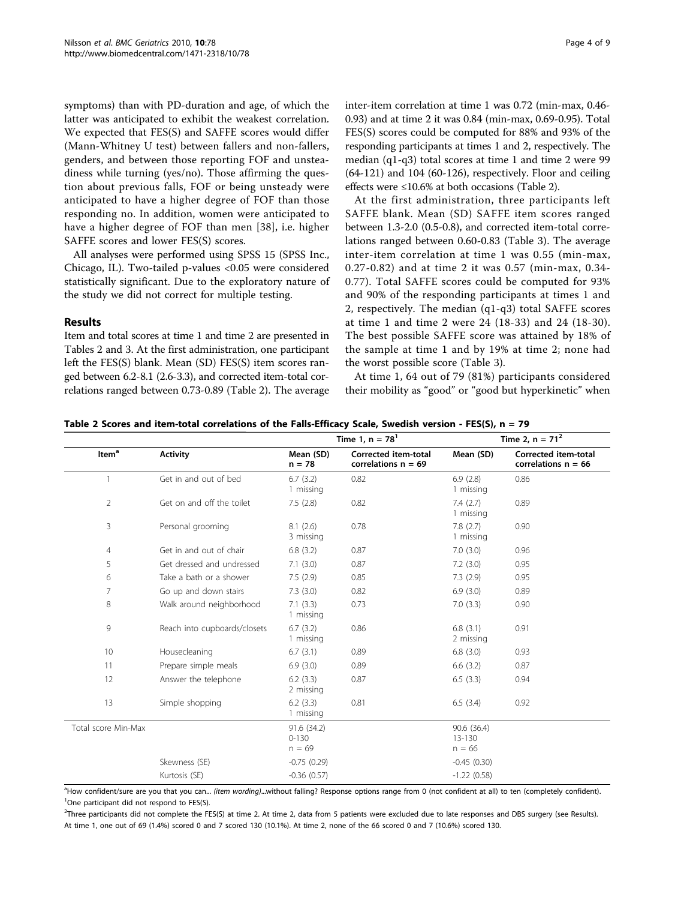symptoms) than with PD-duration and age, of which the latter was anticipated to exhibit the weakest correlation. We expected that FES(S) and SAFFE scores would differ (Mann-Whitney U test) between fallers and non-fallers, genders, and between those reporting FOF and unsteadiness while turning (yes/no). Those affirming the question about previous falls, FOF or being unsteady were anticipated to have a higher degree of FOF than those responding no. In addition, women were anticipated to have a higher degree of FOF than men [38], i.e. higher SAFFE scores and lower FES(S) scores.

All analyses were performed using SPSS 15 (SPSS Inc., Chicago, IL). Two-tailed p-values <0.05 were considered statistically significant. Due to the exploratory nature of the study we did not correct for multiple testing.

## Results

Item and total scores at time 1 and time 2 are presented in Tables 2 and 3. At the first administration, one participant left the FES(S) blank. Mean (SD) FES(S) item scores ranged between 6.2-8.1 (2.6-3.3), and corrected item-total correlations ranged between 0.73-0.89 (Table 2). The average inter-item correlation at time 1 was 0.72 (min-max, 0.46-0.93) and at time 2 it was 0.84 (min-max, 0.69-0.95). Total FES(S) scores could be computed for 88% and 93% of the responding participants at times 1 and 2, respectively. The median (q1-q3) total scores at time 1 and time 2 were 99 (64-121) and 104 (60-126), respectively. Floor and ceiling effects were ≤10.6% at both occasions (Table 2).

At the first administration, three participants left SAFFE blank. Mean (SD) SAFFE item scores ranged between 1.3-2.0 (0.5-0.8), and corrected item-total correlations ranged between 0.60-0.83 (Table 3). The average inter-item correlation at time 1 was 0.55 (min-max, 0.27-0.82) and at time 2 it was 0.57 (min-max, 0.34-0.77). Total SAFFE scores could be computed for 93% and 90% of the responding participants at times 1 and 2, respectively. The median (q1-q3) total SAFFE scores at time 1 and time 2 were 24 (18-33) and 24 (18-30). The best possible SAFFE score was attained by 18% of the sample at time 1 and by 19% at time 2; none had the worst possible score (Table 3).

At time 1, 64 out of 79 (81%) participants considered their mobility as "good" or "good but hyperkinetic" when

**Table 2 Scores and item-total correlations of the Falls-Efficacy Scale, Swedish version - FES(S), n = 79**

| | | Time 1, n = 78[1] | | Time 2, n = 71[2] | |
|---|---|---|---|---|---|
| Item[a] | Activity | Mean (SD) n = 78 | Corrected item-total correlations n = 69 | Mean (SD) | Corrected item-total correlations n = 66 |
| 1 | Get in and out of bed | 6.7 (3.2) 1 missing | 0.82 | 6.9 (2.8) 1 missing | 0.86 |
| 2 | Get on and off the toilet | 7.5 (2.8) | 0.82 | 7.4 (2.7) 1 missing | 0.89 |
| 3 | Personal grooming | 8.1 (2.6) 3 missing | 0.78 | 7.8 (2.7) 1 missing | 0.90 |
| 4 | Get in and out of chair | 6.8 (3.2) | 0.87 | 7.0 (3.0) | 0.96 |
| 5 | Get dressed and undressed | 7.1 (3.0) | 0.87 | 7.2 (3.0) | 0.95 |
| 6 | Take a bath or a shower | 7.5 (2.9) | 0.85 | 7.3 (2.9) | 0.95 |
| 7 | Go up and down stairs | 7.3 (3.0) | 0.82 | 6.9 (3.0) | 0.89 |
| 8 | Walk around neighborhood | 7.1 (3.3) 1 missing | 0.73 | 7.0 (3.3) | 0.90 |
| 9 | Reach into cupboards/closets | 6.7 (3.2) 1 missing | 0.86 | 6.8 (3.1) 2 missing | 0.91 |
| 10 | Housecleaning | 6.7 (3.1) | 0.89 | 6.8 (3.0) | 0.93 |
| 11 | Prepare simple meals | 6.9 (3.0) | 0.89 | 6.6 (3.2) | 0.87 |
| 12 | Answer the telephone | 6.2 (3.3) 2 missing | 0.87 | 6.5 (3.3) | 0.94 |
| 13 | Simple shopping | 6.2 (3.3) 1 missing | 0.81 | 6.5 (3.4) | 0.92 |
| Total score Min-Max | | 91.6 (34.2) 0-130 n = 69 | | 90.6 (36.4) 13-130 n = 66 | |
| | Skewness (SE) | -0.75 (0.29) | | -0.45 (0.30) | |
| | Kurtosis (SE) | -0.36 (0.57) | | -1.22 (0.58) | |

[a]How confident/sure are you that you can... *(item wording)*...without falling? Response options range from 0 (not confident at all) to ten (completely confident).
[1]One participant did not respond to FES(S).
[2]Three participants did not complete the FES(S) at time 2. At time 2, data from 5 patients were excluded due to late responses and DBS surgery (see Results).
At time 1, one out of 69 (1.4%) scored 0 and 7 scored 130 (10.1%). At time 2, none of the 66 scored 0 and 7 (10.6%) scored 130.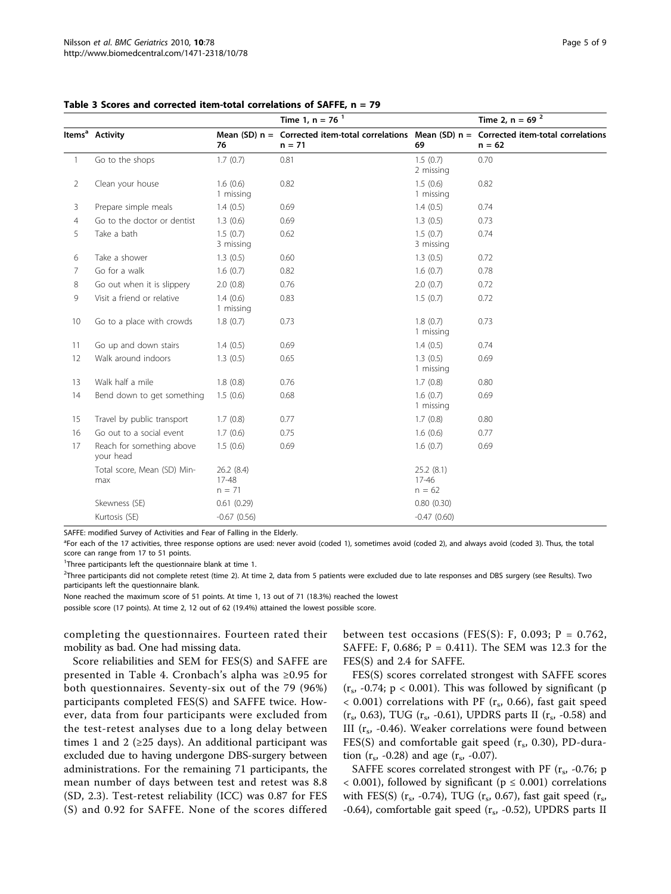**Table 3 Scores and corrected item-total correlations of SAFFE, n = 79**

| | | Time 1, n = 76 [1] | | Time 2, n = 69 [2] | |
|---|---|---|---|---|---|
| Items[a] | Activity | Mean (SD) n = 76 | Corrected item-total correlations n = 71 | Mean (SD) n = 69 | Corrected item-total correlations n = 62 |
| 1 | Go to the shops | 1.7 (0.7) | 0.81 | 1.5 (0.7) 2 missing | 0.70 |
| 2 | Clean your house | 1.6 (0.6) 1 missing | 0.82 | 1.5 (0.6) 1 missing | 0.82 |
| 3 | Prepare simple meals | 1.4 (0.5) | 0.69 | 1.4 (0.5) | 0.74 |
| 4 | Go to the doctor or dentist | 1.3 (0.6) | 0.69 | 1.3 (0.5) | 0.73 |
| 5 | Take a bath | 1.5 (0.7) 3 missing | 0.62 | 1.5 (0.7) 3 missing | 0.74 |
| 6 | Take a shower | 1.3 (0.5) | 0.60 | 1.3 (0.5) | 0.72 |
| 7 | Go for a walk | 1.6 (0.7) | 0.82 | 1.6 (0.7) | 0.78 |
| 8 | Go out when it is slippery | 2.0 (0.8) | 0.76 | 2.0 (0.7) | 0.72 |
| 9 | Visit a friend or relative | 1.4 (0.6) 1 missing | 0.83 | 1.5 (0.7) | 0.72 |
| 10 | Go to a place with crowds | 1.8 (0.7) | 0.73 | 1.8 (0.7) 1 missing | 0.73 |
| 11 | Go up and down stairs | 1.4 (0.5) | 0.69 | 1.4 (0.5) | 0.74 |
| 12 | Walk around indoors | 1.3 (0.5) | 0.65 | 1.3 (0.5) 1 missing | 0.69 |
| 13 | Walk half a mile | 1.8 (0.8) | 0.76 | 1.7 (0.8) | 0.80 |
| 14 | Bend down to get something | 1.5 (0.6) | 0.68 | 1.6 (0.7) 1 missing | 0.69 |
| 15 | Travel by public transport | 1.7 (0.8) | 0.77 | 1.7 (0.8) | 0.80 |
| 16 | Go out to a social event | 1.7 (0.6) | 0.75 | 1.6 (0.6) | 0.77 |
| 17 | Reach for something above your head | 1.5 (0.6) | 0.69 | 1.6 (0.7) | 0.69 |
| | Total score, Mean (SD) Min-max | 26.2 (8.4) 17-48 n = 71 | | 25.2 (8.1) 17-46 n = 62 | |
| | Skewness (SE) | 0.61 (0.29) | | 0.80 (0.30) | |
| | Kurtosis (SE) | -0.67 (0.56) | | -0.47 (0.60) | |

SAFFE: modified Survey of Activities and Fear of Falling in the Elderly.

[a]For each of the 17 activities, three response options are used: never avoid (coded 1), sometimes avoid (coded 2), and always avoid (coded 3). Thus, the total score can range from 17 to 51 points.

[1]Three participants left the questionnaire blank at time 1.

[2]Three participants did not complete retest (time 2). At time 2, data from 5 patients were excluded due to late responses and DBS surgery (see Results). Two participants left the questionnaire blank.

None reached the maximum score of 51 points. At time 1, 13 out of 71 (18.3%) reached the lowest possible score (17 points). At time 2, 12 out of 62 (19.4%) attained the lowest possible score.

completing the questionnaires. Fourteen rated their mobility as bad. One had missing data.

Score reliabilities and SEM for FES(S) and SAFFE are presented in Table 4. Cronbach's alpha was ≥0.95 for both questionnaires. Seventy-six out of the 79 (96%) participants completed FES(S) and SAFFE twice. However, data from four participants were excluded from the test-retest analyses due to a long delay between times 1 and 2 (≥25 days). An additional participant was excluded due to having undergone DBS-surgery between administrations. For the remaining 71 participants, the mean number of days between test and retest was 8.8 (SD, 2.3). Test-retest reliability (ICC) was 0.87 for FES (S) and 0.92 for SAFFE. None of the scores differed between test occasions (FES(S): F, 0.093; P = 0.762, SAFFE: F, 0.686; P = 0.411). The SEM was 12.3 for the FES(S) and 2.4 for SAFFE.

FES(S) scores correlated strongest with SAFFE scores ($r_s$, -0.74; $p < 0.001$). This was followed by significant ($p < 0.001$) correlations with PF ($r_s$, 0.66), fast gait speed ($r_s$, 0.63), TUG ($r_s$, -0.61), UPDRS parts II ($r_s$, -0.58) and III ($r_s$, -0.46). Weaker correlations were found between FES(S) and comfortable gait speed ($r_s$, 0.30), PD-duration ($r_s$, -0.28) and age ($r_s$, -0.07).

SAFFE scores correlated strongest with PF ($r_s$, -0.76; $p < 0.001$), followed by significant ($p \le 0.001$) correlations with FES(S) ($r_s$, -0.74), TUG ($r_s$, 0.67), fast gait speed ($r_s$, -0.64), comfortable gait speed ($r_s$, -0.52), UPDRS parts II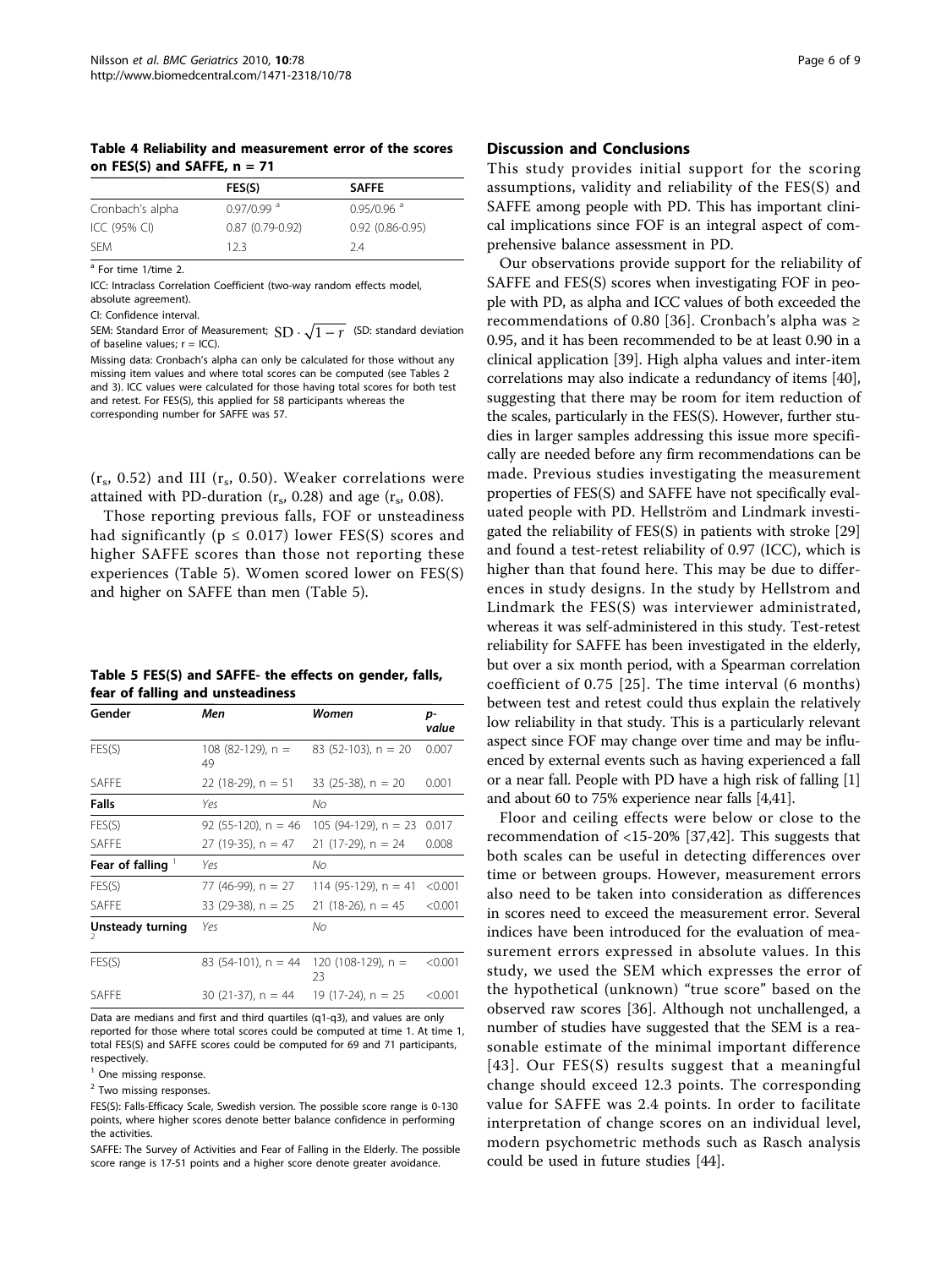**Table 4 Reliability and measurement error of the scores on FES(S) and SAFFE, n = 71**

| | FES(S) | SAFFE |
|---|---|---|
| Cronbach's alpha | 0.97/0.99 [a] | 0.95/0.96 [a] |
| ICC (95% CI) | 0.87 (0.79-0.92) | 0.92 (0.86-0.95) |
| SEM | 12.3 | 2.4 |

[a] For time 1/time 2.

ICC: Intraclass Correlation Coefficient (two-way random effects model, absolute agreement).

CI: Confidence interval.

SEM: Standard Error of Measurement; $SD \cdot \sqrt{1-r}$ (SD: standard deviation of baseline values; r = ICC).

Missing data: Cronbach's alpha can only be calculated for those without any missing item values and where total scores can be computed (see Tables 2 and 3). ICC values were calculated for those having total scores for both test and retest. For FES(S), this applied for 58 participants whereas the corresponding number for SAFFE was 57.

($r_s$, 0.52) and III ($r_s$, 0.50). Weaker correlations were attained with PD-duration ($r_s$, 0.28) and age ($r_s$, 0.08).

Those reporting previous falls, FOF or unsteadiness had significantly ($p \leq 0.017$) lower FES(S) scores and higher SAFFE scores than those not reporting these experiences (Table 5). Women scored lower on FES(S) and higher on SAFFE than men (Table 5).

**Table 5 FES(S) and SAFFE- the effects on gender, falls, fear of falling and unsteadiness**

| Gender | Men | Women | p-value |
|---|---|---|---|
| FES(S) | 108 (82-129), n = 49 | 83 (52-103), n = 20 | 0.007 |
| SAFFE | 22 (18-29), n = 51 | 33 (25-38), n = 20 | 0.001 |
| **Falls** | *Yes* | *No* | |
| FES(S) | 92 (55-120), n = 46 | 105 (94-129), n = 23 | 0.017 |
| SAFFE | 27 (19-35), n = 47 | 21 (17-29), n = 24 | 0.008 |
| **Fear of falling** [1] | *Yes* | *No* | |
| FES(S) | 77 (46-99), n = 27 | 114 (95-129), n = 41 | <0.001 |
| SAFFE | 33 (29-38), n = 25 | 21 (18-26), n = 45 | <0.001 |
| **Unsteady turning** [2] | *Yes* | *No* | |
| FES(S) | 83 (54-101), n = 44 | 120 (108-129), n = 23 | <0.001 |
| SAFFE | 30 (21-37), n = 44 | 19 (17-24), n = 25 | <0.001 |

Data are medians and first and third quartiles (q1-q3), and values are only reported for those where total scores could be computed at time 1. At time 1, total FES(S) and SAFFE scores could be computed for 69 and 71 participants, respectively.

[1] One missing response.

[2] Two missing responses.

FES(S): Falls-Efficacy Scale, Swedish version. The possible score range is 0-130 points, where higher scores denote better balance confidence in performing the activities.

SAFFE: The Survey of Activities and Fear of Falling in the Elderly. The possible score range is 17-51 points and a higher score denote greater avoidance.

## Discussion and Conclusions

This study provides initial support for the scoring assumptions, validity and reliability of the FES(S) and SAFFE among people with PD. This has important clinical implications since FOF is an integral aspect of comprehensive balance assessment in PD.

Our observations provide support for the reliability of SAFFE and FES(S) scores when investigating FOF in people with PD, as alpha and ICC values of both exceeded the recommendations of 0.80 [36]. Cronbach's alpha was ≥ 0.95, and it has been recommended to be at least 0.90 in a clinical application [39]. High alpha values and inter-item correlations may also indicate a redundancy of items [40], suggesting that there may be room for item reduction of the scales, particularly in the FES(S). However, further studies in larger samples addressing this issue more specifically are needed before any firm recommendations can be made. Previous studies investigating the measurement properties of FES(S) and SAFFE have not specifically evaluated people with PD. Hellström and Lindmark investigated the reliability of FES(S) in patients with stroke [29] and found a test-retest reliability of 0.97 (ICC), which is higher than that found here. This may be due to differences in study designs. In the study by Hellstrom and Lindmark the FES(S) was interviewer administrated, whereas it was self-administered in this study. Test-retest reliability for SAFFE has been investigated in the elderly, but over a six month period, with a Spearman correlation coefficient of 0.75 [25]. The time interval (6 months) between test and retest could thus explain the relatively low reliability in that study. This is a particularly relevant aspect since FOF may change over time and may be influenced by external events such as having experienced a fall or a near fall. People with PD have a high risk of falling [1] and about 60 to 75% experience near falls [4,41].

Floor and ceiling effects were below or close to the recommendation of <15-20% [37,42]. This suggests that both scales can be useful in detecting differences over time or between groups. However, measurement errors also need to be taken into consideration as differences in scores need to exceed the measurement error. Several indices have been introduced for the evaluation of measurement errors expressed in absolute values. In this study, we used the SEM which expresses the error of the hypothetical (unknown) "true score" based on the observed raw scores [36]. Although not unchallenged, a number of studies have suggested that the SEM is a reasonable estimate of the minimal important difference [43]. Our FES(S) results suggest that a meaningful change should exceed 12.3 points. The corresponding value for SAFFE was 2.4 points. In order to facilitate interpretation of change scores on an individual level, modern psychometric methods such as Rasch analysis could be used in future studies [44].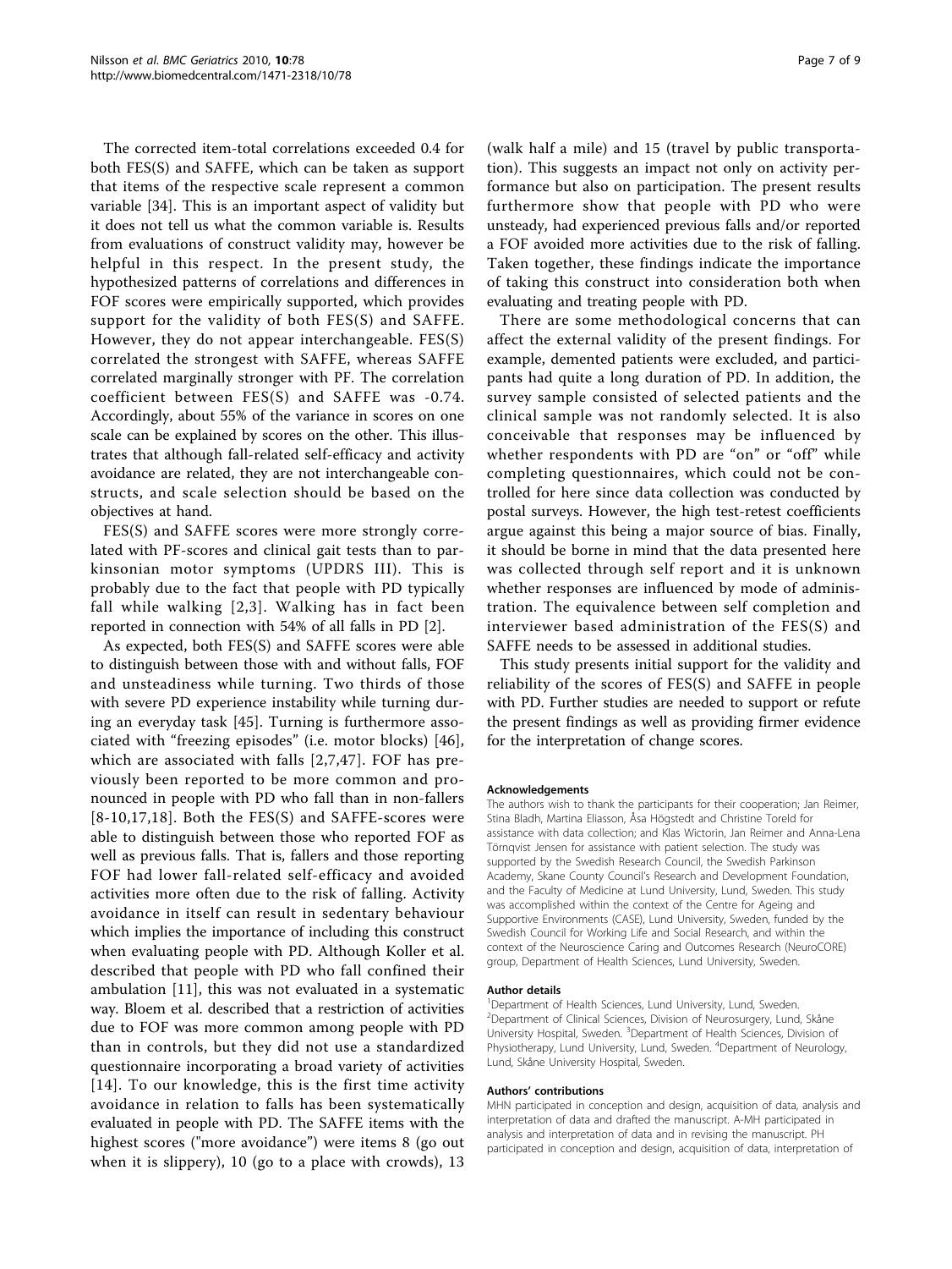The corrected item-total correlations exceeded 0.4 for both FES(S) and SAFFE, which can be taken as support that items of the respective scale represent a common variable [34]. This is an important aspect of validity but it does not tell us what the common variable is. Results from evaluations of construct validity may, however be helpful in this respect. In the present study, the hypothesized patterns of correlations and differences in FOF scores were empirically supported, which provides support for the validity of both FES(S) and SAFFE. However, they do not appear interchangeable. FES(S) correlated the strongest with SAFFE, whereas SAFFE correlated marginally stronger with PF. The correlation coefficient between FES(S) and SAFFE was -0.74. Accordingly, about 55% of the variance in scores on one scale can be explained by scores on the other. This illustrates that although fall-related self-efficacy and activity avoidance are related, they are not interchangeable constructs, and scale selection should be based on the objectives at hand.

FES(S) and SAFFE scores were more strongly correlated with PF-scores and clinical gait tests than to parkinsonian motor symptoms (UPDRS III). This is probably due to the fact that people with PD typically fall while walking [2,3]. Walking has in fact been reported in connection with 54% of all falls in PD [2].

As expected, both FES(S) and SAFFE scores were able to distinguish between those with and without falls, FOF and unsteadiness while turning. Two thirds of those with severe PD experience instability while turning during an everyday task [45]. Turning is furthermore associated with "freezing episodes" (i.e. motor blocks) [46], which are associated with falls [2,7,47]. FOF has previously been reported to be more common and pronounced in people with PD who fall than in non-fallers [8-10,17,18]. Both the FES(S) and SAFFE-scores were able to distinguish between those who reported FOF as well as previous falls. That is, fallers and those reporting FOF had lower fall-related self-efficacy and avoided activities more often due to the risk of falling. Activity avoidance in itself can result in sedentary behaviour which implies the importance of including this construct when evaluating people with PD. Although Koller et al. described that people with PD who fall confined their ambulation [11], this was not evaluated in a systematic way. Bloem et al. described that a restriction of activities due to FOF was more common among people with PD than in controls, but they did not use a standardized questionnaire incorporating a broad variety of activities [14]. To our knowledge, this is the first time activity avoidance in relation to falls has been systematically evaluated in people with PD. The SAFFE items with the highest scores ("more avoidance") were items 8 (go out when it is slippery), 10 (go to a place with crowds), 13 (walk half a mile) and 15 (travel by public transportation). This suggests an impact not only on activity performance but also on participation. The present results furthermore show that people with PD who were unsteady, had experienced previous falls and/or reported a FOF avoided more activities due to the risk of falling. Taken together, these findings indicate the importance of taking this construct into consideration both when evaluating and treating people with PD.

There are some methodological concerns that can affect the external validity of the present findings. For example, demented patients were excluded, and participants had quite a long duration of PD. In addition, the survey sample consisted of selected patients and the clinical sample was not randomly selected. It is also conceivable that responses may be influenced by whether respondents with PD are "on" or "off" while completing questionnaires, which could not be controlled for here since data collection was conducted by postal surveys. However, the high test-retest coefficients argue against this being a major source of bias. Finally, it should be borne in mind that the data presented here was collected through self report and it is unknown whether responses are influenced by mode of administration. The equivalence between self completion and interviewer based administration of the FES(S) and SAFFE needs to be assessed in additional studies.

This study presents initial support for the validity and reliability of the scores of FES(S) and SAFFE in people with PD. Further studies are needed to support or refute the present findings as well as providing firmer evidence for the interpretation of change scores.

#### Acknowledgements

The authors wish to thank the participants for their cooperation; Jan Reimer, Stina Bladh, Martina Eliasson, Åsa Högstedt and Christine Toreld for assistance with data collection; and Klas Wictorin, Jan Reimer and Anna-Lena Törnqvist Jensen for assistance with patient selection. The study was supported by the Swedish Research Council, the Swedish Parkinson Academy, Skane County Council's Research and Development Foundation, and the Faculty of Medicine at Lund University, Lund, Sweden. This study was accomplished within the context of the Centre for Ageing and Supportive Environments (CASE), Lund University, Sweden, funded by the Swedish Council for Working Life and Social Research, and within the context of the Neuroscience Caring and Outcomes Research (NeuroCORE) group, Department of Health Sciences, Lund University, Sweden.

#### Author details

[1]Department of Health Sciences, Lund University, Lund, Sweden. [2]Department of Clinical Sciences, Division of Neurosurgery, Lund, Skåne University Hospital, Sweden. [3]Department of Health Sciences, Division of Physiotherapy, Lund University, Lund, Sweden. [4]Department of Neurology, Lund, Skåne University Hospital, Sweden.

#### Authors' contributions

MHN participated in conception and design, acquisition of data, analysis and interpretation of data and drafted the manuscript. A-MH participated in analysis and interpretation of data and in revising the manuscript. PH participated in conception and design, acquisition of data, interpretation of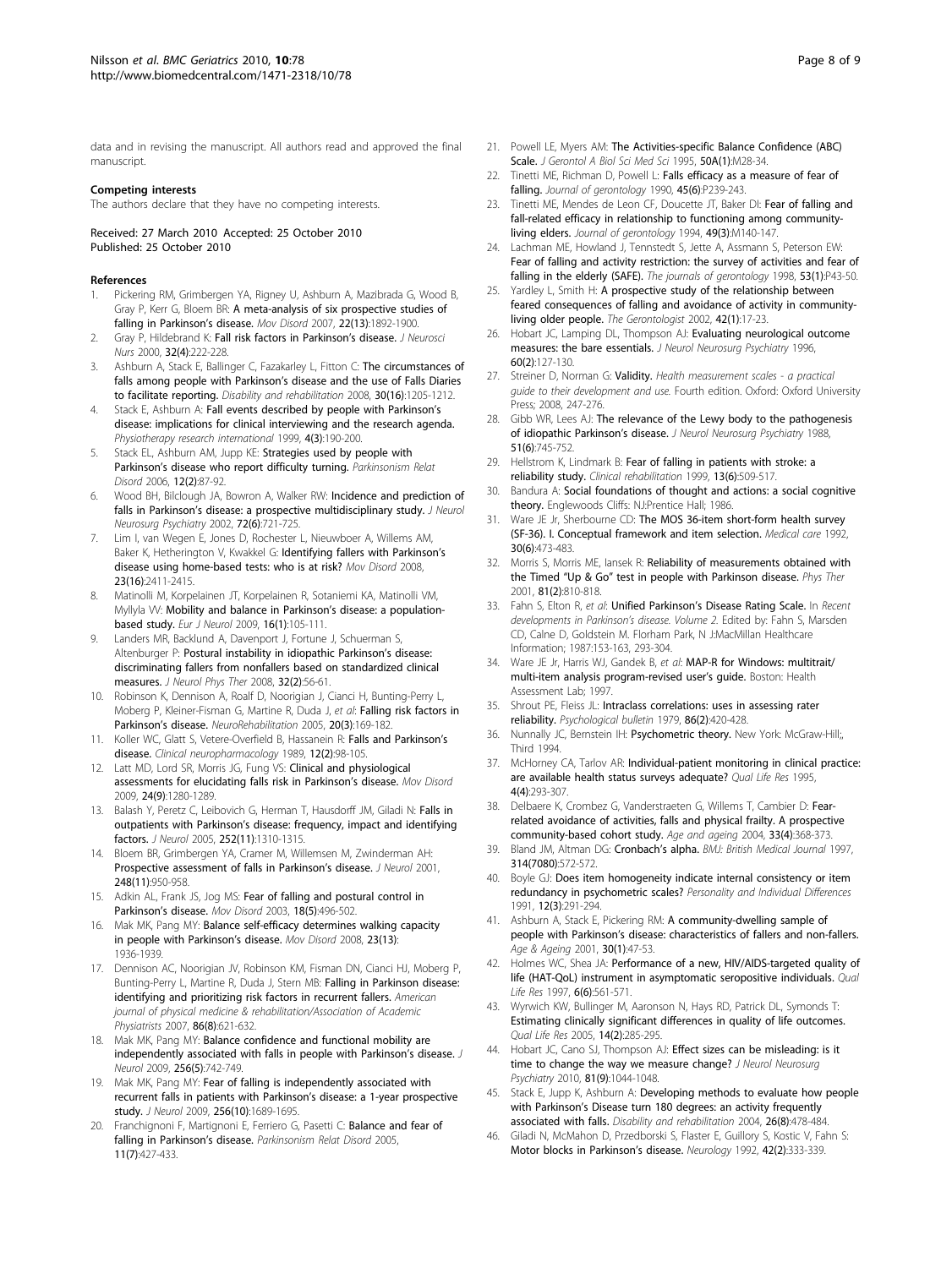data and in revising the manuscript. All authors read and approved the final manuscript.

#### Competing interests

The authors declare that they have no competing interests.

Received: 27 March 2010 Accepted: 25 October 2010
Published: 25 October 2010

#### References

1. Pickering RM, Grimbergen YA, Rigney U, Ashburn A, Mazibrada G, Wood B, Gray P, Kerr G, Bloem BR: **A meta-analysis of six prospective studies of falling in Parkinson's disease.** *Mov Disord* 2007, **22(13)**:1892-1900.
2. Gray P, Hildebrand K: **Fall risk factors in Parkinson's disease.** *J Neurosci Nurs* 2000, **32(4)**:222-228.
3. Ashburn A, Stack E, Ballinger C, Fazakarley L, Fitton C: **The circumstances of falls among people with Parkinson's disease and the use of Falls Diaries to facilitate reporting.** *Disability and rehabilitation* 2008, **30(16)**:1205-1212.
4. Stack E, Ashburn A: **Fall events described by people with Parkinson's disease: implications for clinical interviewing and the research agenda.** *Physiotherapy research international* 1999, **4(3)**:190-200.
5. Stack EL, Ashburn AM, Jupp KE: **Strategies used by people with Parkinson's disease who report difficulty turning.** *Parkinsonism Relat Disord* 2006, **12(2)**:87-92.
6. Wood BH, Bilclough JA, Bowron A, Walker RW: **Incidence and prediction of falls in Parkinson's disease: a prospective multidisciplinary study.** *J Neurol Neurosurg Psychiatry* 2002, **72(6)**:721-725.
7. Lim I, van Wegen E, Jones D, Rochester L, Nieuwboer A, Willems AM, Baker K, Hetherington V, Kwakkel G: **Identifying fallers with Parkinson's disease using home-based tests: who is at risk?** *Mov Disord* 2008, **23(16)**:2411-2415.
8. Matinolli M, Korpelainen JT, Korpelainen R, Sotaniemi KA, Matinolli VM, Myllyla VV: **Mobility and balance in Parkinson's disease: a population-based study.** *Eur J Neurol* 2009, **16(1)**:105-111.
9. Landers MR, Backlund A, Davenport J, Fortune J, Schuerman S, Altenburger P: **Postural instability in idiopathic Parkinson's disease: discriminating fallers from nonfallers based on standardized clinical measures.** *J Neurol Phys Ther* 2008, **32(2)**:56-61.
10. Robinson K, Dennison A, Roalf D, Noorigian J, Cianci H, Bunting-Perry L, Moberg P, Kleiner-Fisman G, Martine R, Duda J, *et al*: **Falling risk factors in Parkinson's disease.** *NeuroRehabilitation* 2005, **20(3)**:169-182.
11. Koller WC, Glatt S, Vetere-Overfield B, Hassanein R: **Falls and Parkinson's disease.** *Clinical neuropharmacology* 1989, **12(2)**:98-105.
12. Latt MD, Lord SR, Morris JG, Fung VS: **Clinical and physiological assessments for elucidating falls risk in Parkinson's disease.** *Mov Disord* 2009, **24(9)**:1280-1289.
13. Balash Y, Peretz C, Leibovich G, Herman T, Hausdorff JM, Giladi N: **Falls in outpatients with Parkinson's disease: frequency, impact and identifying factors.** *J Neurol* 2005, **252(11)**:1310-1315.
14. Bloem BR, Grimbergen YA, Cramer M, Willemsen M, Zwinderman AH: **Prospective assessment of falls in Parkinson's disease.** *J Neurol* 2001, **248(11)**:950-958.
15. Adkin AL, Frank JS, Jog MS: **Fear of falling and postural control in Parkinson's disease.** *Mov Disord* 2003, **18(5)**:496-502.
16. Mak MK, Pang MY: **Balance self-efficacy determines walking capacity in people with Parkinson's disease.** *Mov Disord* 2008, **23(13)**:1936-1939.
17. Dennison AC, Noorigian JV, Robinson KM, Fisman DN, Cianci HJ, Moberg P, Bunting-Perry L, Martine R, Duda J, Stern MB: **Falling in Parkinson disease: identifying and prioritizing risk factors in recurrent fallers.** *American journal of physical medicine & rehabilitation/Association of Academic Physiatrists* 2007, **86(8)**:621-632.
18. Mak MK, Pang MY: **Balance confidence and functional mobility are independently associated with falls in people with Parkinson's disease.** *J Neurol* 2009, **256(5)**:742-749.
19. Mak MK, Pang MY: **Fear of falling is independently associated with recurrent falls in patients with Parkinson's disease: a 1-year prospective study.** *J Neurol* 2009, **256(10)**:1689-1695.
20. Franchignoni F, Martignoni E, Ferriero G, Pasetti C: **Balance and fear of falling in Parkinson's disease.** *Parkinsonism Relat Disord* 2005, **11(7)**:427-433.
21. Powell LE, Myers AM: **The Activities-specific Balance Confidence (ABC) Scale.** *J Gerontol A Biol Sci Med Sci* 1995, **50A(1)**:M28-34.
22. Tinetti ME, Richman D, Powell L: **Falls efficacy as a measure of fear of falling.** *Journal of gerontology* 1990, **45(6)**:P239-243.
23. Tinetti ME, Mendes de Leon CF, Doucette JT, Baker DI: **Fear of falling and fall-related efficacy in relationship to functioning among community-living elders.** *Journal of gerontology* 1994, **49(3)**:M140-147.
24. Lachman ME, Howland J, Tennstedt S, Jette A, Assmann S, Peterson EW: **Fear of falling and activity restriction: the survey of activities and fear of falling in the elderly (SAFE).** *The journals of gerontology* 1998, **53(1)**:P43-50.
25. Yardley L, Smith H: **A prospective study of the relationship between feared consequences of falling and avoidance of activity in community-living older people.** *The Gerontologist* 2002, **42(1)**:17-23.
26. Hobart JC, Lamping DL, Thompson AJ: **Evaluating neurological outcome measures: the bare essentials.** *J Neurol Neurosurg Psychiatry* 1996, **60(2)**:127-130.
27. Streiner D, Norman G: **Validity.** *Health measurement scales - a practical guide to their development and use.* Fourth edition. Oxford: Oxford University Press; 2008, 247-276.
28. Gibb WR, Lees AJ: **The relevance of the Lewy body to the pathogenesis of idiopathic Parkinson's disease.** *J Neurol Neurosurg Psychiatry* 1988, **51(6)**:745-752.
29. Hellstrom K, Lindmark B: **Fear of falling in patients with stroke: a reliability study.** *Clinical rehabilitation* 1999, **13(6)**:509-517.
30. Bandura A: **Social foundations of thought and actions: a social cognitive theory.** Englewoods Cliffs: NJ:Prentice Hall; 1986.
31. Ware JE Jr, Sherbourne CD: **The MOS 36-item short-form health survey (SF-36). I. Conceptual framework and item selection.** *Medical care* 1992, **30(6)**:473-483.
32. Morris S, Morris ME, Iansek R: **Reliability of measurements obtained with the Timed "Up & Go" test in people with Parkinson disease.** *Phys Ther* 2001, **81(2)**:810-818.
33. Fahn S, Elton R, *et al*: **Unified Parkinson's Disease Rating Scale.** In *Recent developments in Parkinson's disease. Volume 2.* Edited by: Fahn S, Marsden CD, Calne D, Goldstein M. Florham Park, N J:MacMillan Healthcare Information; 1987:153-163, 293-304.
34. Ware JE Jr, Harris WJ, Gandek B, *et al*: **MAP-R for Windows: multitrait/multi-item analysis program-revised user's guide.** Boston: Health Assessment Lab; 1997.
35. Shrout PE, Fleiss JL: **Intraclass correlations: uses in assessing rater reliability.** *Psychological bulletin* 1979, **86(2)**:420-428.
36. Nunnally JC, Bernstein IH: **Psychometric theory.** New York: McGraw-Hill;, Third 1994.
37. McHorney CA, Tarlov AR: **Individual-patient monitoring in clinical practice: are available health status surveys adequate?** *Qual Life Res* 1995, **4(4)**:293-307.
38. Delbaere K, Crombez G, Vanderstraeten G, Willems T, Cambier D: **Fear-related avoidance of activities, falls and physical frailty. A prospective community-based cohort study.** *Age and ageing* 2004, **33(4)**:368-373.
39. Bland JM, Altman DG: **Cronbach's alpha.** *BMJ: British Medical Journal* 1997, **314(7080)**:572-572.
40. Boyle GJ: **Does item homogeneity indicate internal consistency or item redundancy in psychometric scales?** *Personality and Individual Differences* 1991, **12(3)**:291-294.
41. Ashburn A, Stack E, Pickering RM: **A community-dwelling sample of people with Parkinson's disease: characteristics of fallers and non-fallers.** *Age & Ageing* 2001, **30(1)**:47-53.
42. Holmes WC, Shea JA: **Performance of a new, HIV/AIDS-targeted quality of life (HAT-QoL) instrument in asymptomatic seropositive individuals.** *Qual Life Res* 1997, **6(6)**:561-571.
43. Wyrwich KW, Bullinger M, Aaronson N, Hays RD, Patrick DL, Symonds T: **Estimating clinically significant differences in quality of life outcomes.** *Qual Life Res* 2005, **14(2)**:285-295.
44. Hobart JC, Cano SJ, Thompson AJ: **Effect sizes can be misleading: is it time to change the way we measure change?** *J Neurol Neurosurg Psychiatry* 2010, **81(9)**:1044-1048.
45. Stack E, Jupp K, Ashburn A: **Developing methods to evaluate how people with Parkinson's Disease turn 180 degrees: an activity frequently associated with falls.** *Disability and rehabilitation* 2004, **26(8)**:478-484.
46. Giladi N, McMahon D, Przedborski S, Flaster E, Guillory S, Kostic V, Fahn S: **Motor blocks in Parkinson's disease.** *Neurology* 1992, **42(2)**:333-339.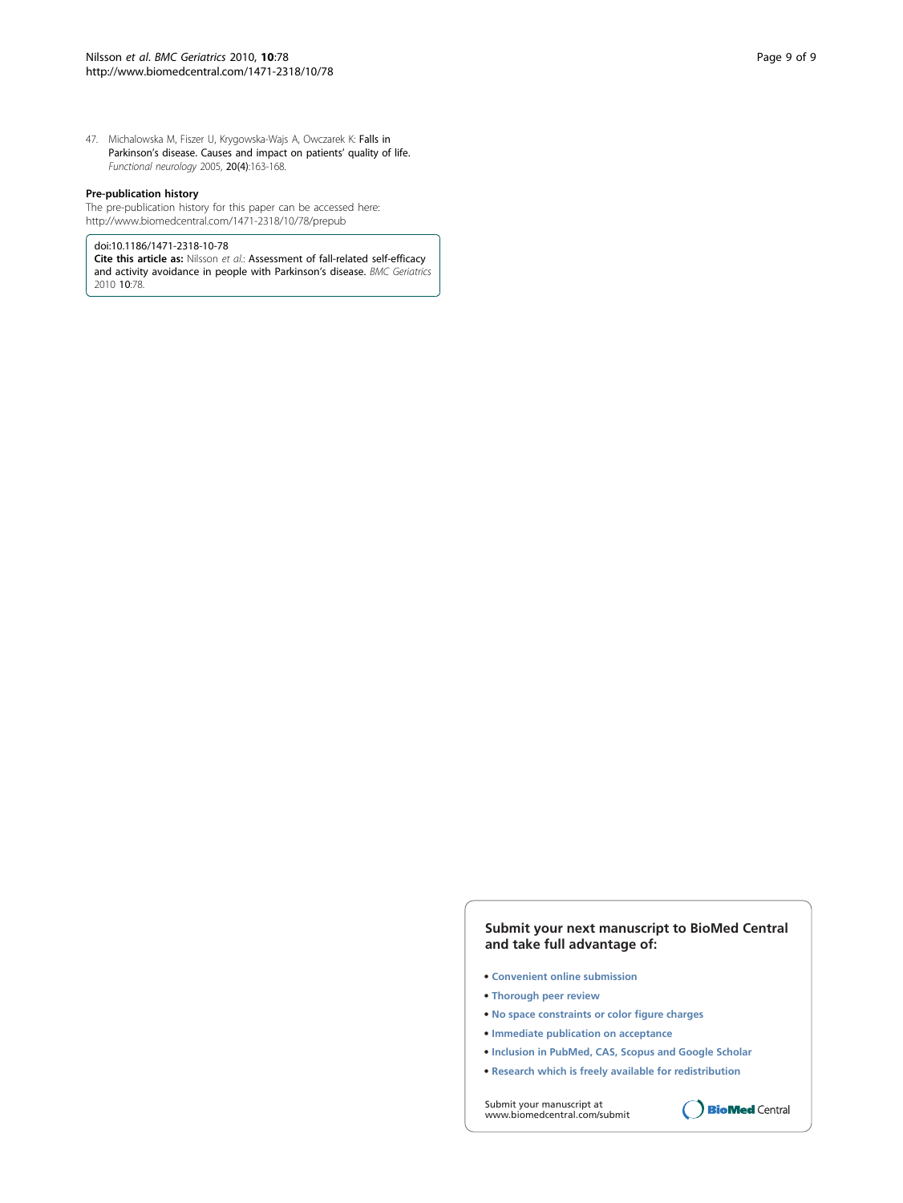47. Michalowska M, Fiszer U, Krygowska-Wajs A, Owczarek K: **Falls in Parkinson's disease. Causes and impact on patients' quality of life.** *Functional neurology* 2005, **20(4)**:163-168.

**Pre-publication history**

The pre-publication history for this paper can be accessed here: http://www.biomedcentral.com/1471-2318/10/78/prepub

doi:10.1186/1471-2318-10-78

**Cite this article as:** Nilsson *et al.*: Assessment of fall-related self-efficacy and activity avoidance in people with Parkinson's disease. *BMC Geriatrics* 2010 **10**:78.

**Submit your next manuscript to BioMed Central and take full advantage of:**

- **Convenient online submission**
- **Thorough peer review**
- **No space constraints or color figure charges**
- **Immediate publication on acceptance**
- **Inclusion in PubMed, CAS, Scopus and Google Scholar**
- **Research which is freely available for redistribution**

Submit your manuscript at www.biomedcentral.com/submit

BioMed Central